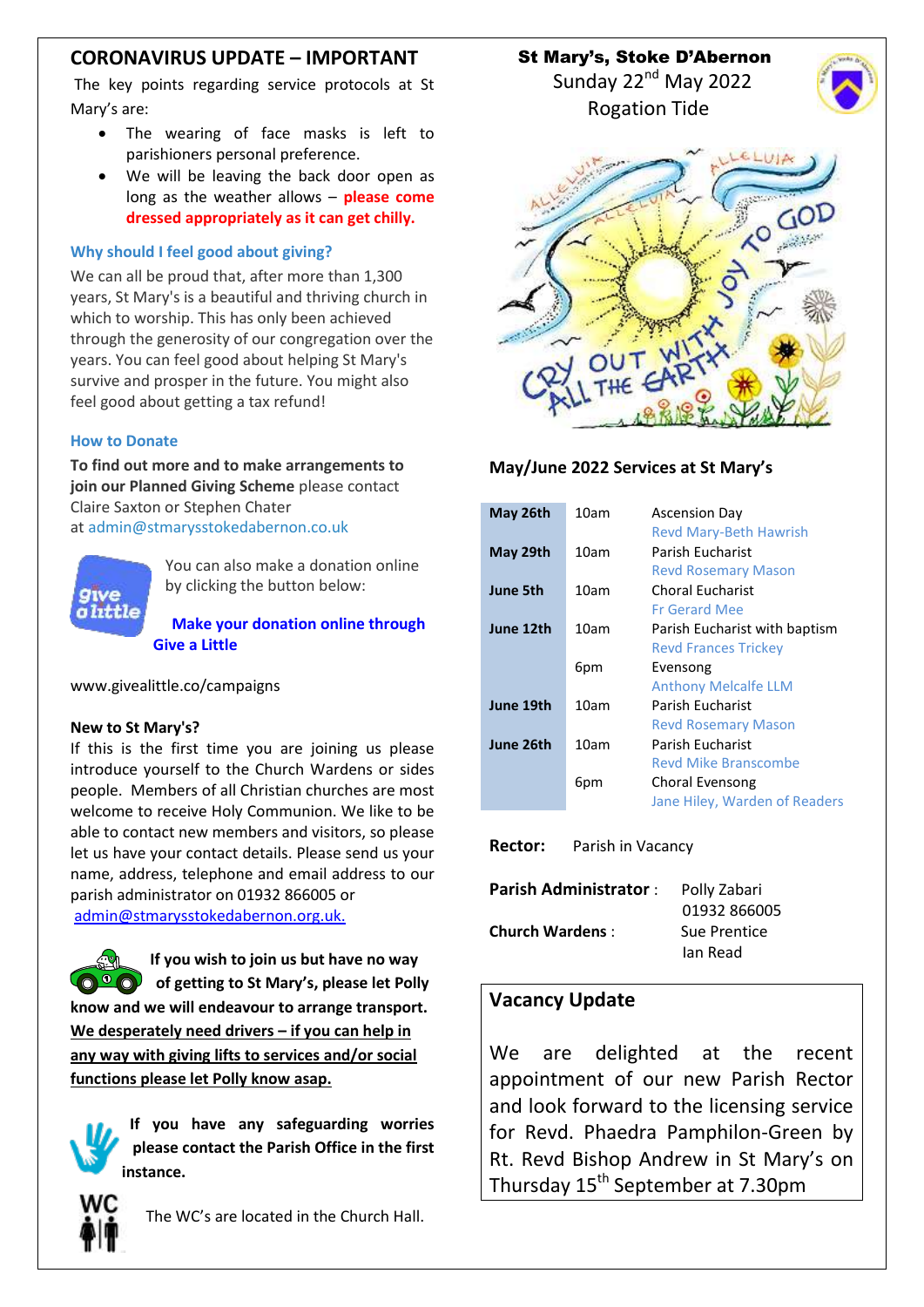## CORONAVIRUS UPDATE – IMPORTANT

The key points regarding service protocols at St Mary's are:

- The wearing of face masks is left to parishioners personal preference.
- We will be leaving the back door open as long as the weather allows – **please come dressed appropriately as it can get chilly.**

### Why should I feel good about giving?

We can all be proud that, after more than 1,300 years, St Mary's is a beautiful and thriving church in which to worship. This has only been achieved through the generosity of our congregation over the years. You can feel good about helping St Mary's survive and prosper in the future. You might also feel good about getting a tax refund!

### How to Donate

**To find out more and to make arrangements to join our Planned Giving Scheme** please contact Claire Saxton or Stephen Chater at admin@stmarysstokedabernon.co.uk

You can also make a donation online by clicking the button below:

**Make your donation online through Give a Little**

www.givealittle.co/campaigns

**New to St Mary's?**

If this is the first time you are joining us please introduce yourself to the Church Wardens or sides people. Members of all Christian churches are most welcome to receive Holy Communion. We like to be able to contact new members and visitors, so please let us have your contact details. Please send us your name, address, telephone and email address to our parish administrator on 01932 866005 or admin@stmarysstokedabernon.org.uk.

**If you wish to join us but have no way of getting to St Mary's, please let Polly know and we will endeavour to arrange transport. We desperately need drivers – if you can help in any way with giving lifts to services and/or social functions please let Polly know asap.**

**If you have any safeguarding worries please contact the Parish Office in the first instance.**

The WC's are located in the Church Hall.

# St Mary's, Stoke D'Abernon

Sunday 22nd May 2022

Rogation Tide

## May/June 2022 Services at St Mary's

| | | |
|---|---|---|
| **May 26th** | 10am | Ascension Day<br>Revd Mary-Beth Hawrish |
| **May 29th** | 10am | Parish Eucharist<br>Revd Rosemary Mason |
| **June 5th** | 10am | Choral Eucharist<br>Fr Gerard Mee |
| **June 12th** | 10am | Parish Eucharist with baptism<br>Revd Frances Trickey |
| | 6pm | Evensong<br>Anthony Melcalfe LLM |
| **June 19th** | 10am | Parish Eucharist<br>Revd Rosemary Mason |
| **June 26th** | 10am | Parish Eucharist<br>Revd Mike Branscombe |
| | 6pm | Choral Evensong<br>Jane Hiley, Warden of Readers |

**Rector:** Parish in Vacancy

**Parish Administrator** : Polly Zabari, 01932 866005

**Church Wardens** : Sue Prentice, Ian Read

## Vacancy Update

We are delighted at the recent appointment of our new Parish Rector and look forward to the licensing service for Revd. Phaedra Pamphilon-Green by Rt. Revd Bishop Andrew in St Mary's on Thursday 15th September at 7.30pm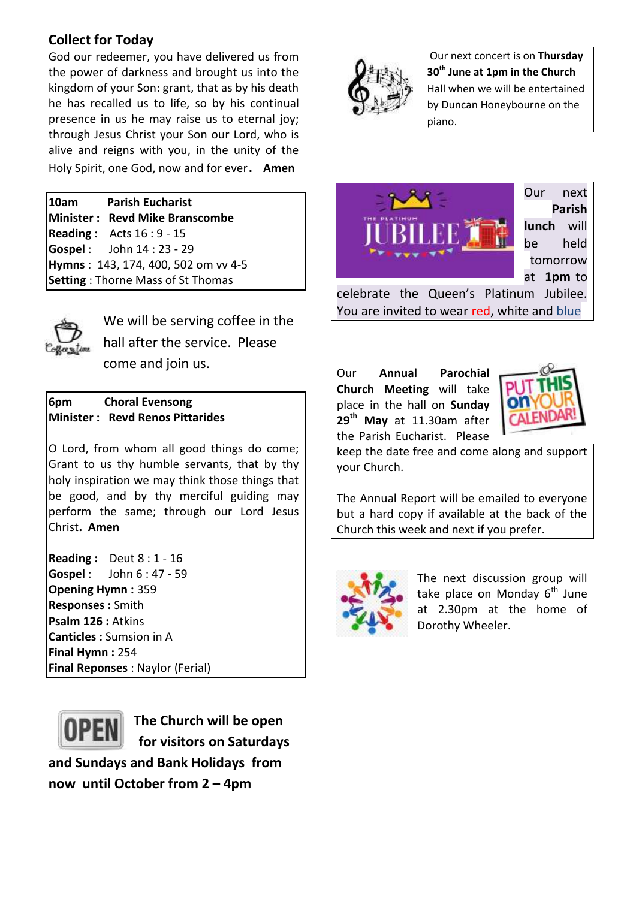## Collect for Today

God our redeemer, you have delivered us from the power of darkness and brought us into the kingdom of your Son: grant, that as by his death he has recalled us to life, so by his continual presence in us he may raise us to eternal joy; through Jesus Christ your Son our Lord, who is alive and reigns with you, in the unity of the Holy Spirit, one God, now and for ever. **Amen**

**10am Parish Eucharist**
**Minister : Revd Mike Branscombe**
**Reading :** Acts 16 : 9 - 15
**Gospel** : John 14 : 23 - 29
**Hymns** : 143, 174, 400, 502 om vv 4-5
**Setting** : Thorne Mass of St Thomas

We will be serving coffee in the hall after the service. Please come and join us.

**6pm Choral Evensong**
**Minister : Revd Renos Pittarides**

O Lord, from whom all good things do come; Grant to us thy humble servants, that by thy holy inspiration we may think those things that be good, and by thy merciful guiding may perform the same; through our Lord Jesus Christ**. Amen**

**Reading :** Deut 8 : 1 - 16
**Gospel** : John 6 : 47 - 59
**Opening Hymn :** 359
**Responses :** Smith
**Psalm 126 :** Atkins
**Canticles :** Sumsion in A
**Final Hymn :** 254
**Final Reponses** : Naylor (Ferial)

**The Church will be open for visitors on Saturdays and Sundays and Bank Holidays from now until October from 2 – 4pm**

Our next concert is on **Thursday 30th June at 1pm in the Church** Hall when we will be entertained by Duncan Honeybourne on the piano.

Our next **Parish lunch** will be held tomorrow at **1pm** to celebrate the Queen's Platinum Jubilee. You are invited to wear red, white and blue

Our **Annual Parochial Church Meeting** will take place in the hall on **Sunday 29th May** at 11.30am after the Parish Eucharist. Please keep the date free and come along and support your Church.

The Annual Report will be emailed to everyone but a hard copy if available at the back of the Church this week and next if you prefer.

The next discussion group will take place on Monday 6th June at 2.30pm at the home of Dorothy Wheeler.